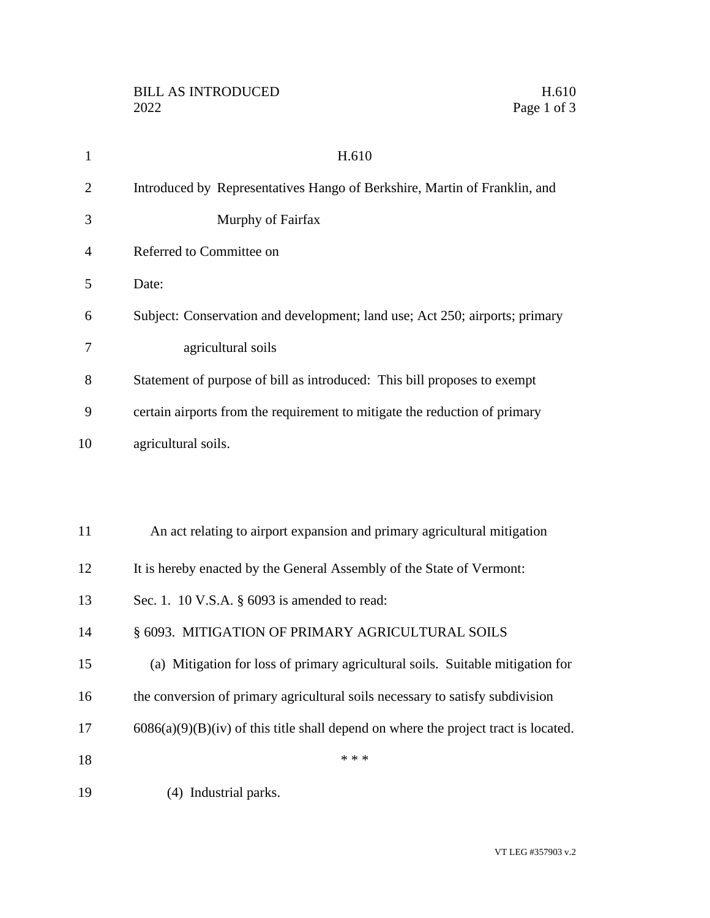# H.610

Introduced by Representatives Hango of Berkshire, Martin of Franklin, and Murphy of Fairfax

Referred to Committee on

Date:

Subject: Conservation and development; land use; Act 250; airports; primary agricultural soils

Statement of purpose of bill as introduced: This bill proposes to exempt certain airports from the requirement to mitigate the reduction of primary agricultural soils.

An act relating to airport expansion and primary agricultural mitigation

It is hereby enacted by the General Assembly of the State of Vermont:

Sec. 1. 10 V.S.A. § 6093 is amended to read:

§ 6093. MITIGATION OF PRIMARY AGRICULTURAL SOILS

(a) Mitigation for loss of primary agricultural soils. Suitable mitigation for the conversion of primary agricultural soils necessary to satisfy subdivision 6086(a)(9)(B)(iv) of this title shall depend on where the project tract is located.

\* \* \*

(4) Industrial parks.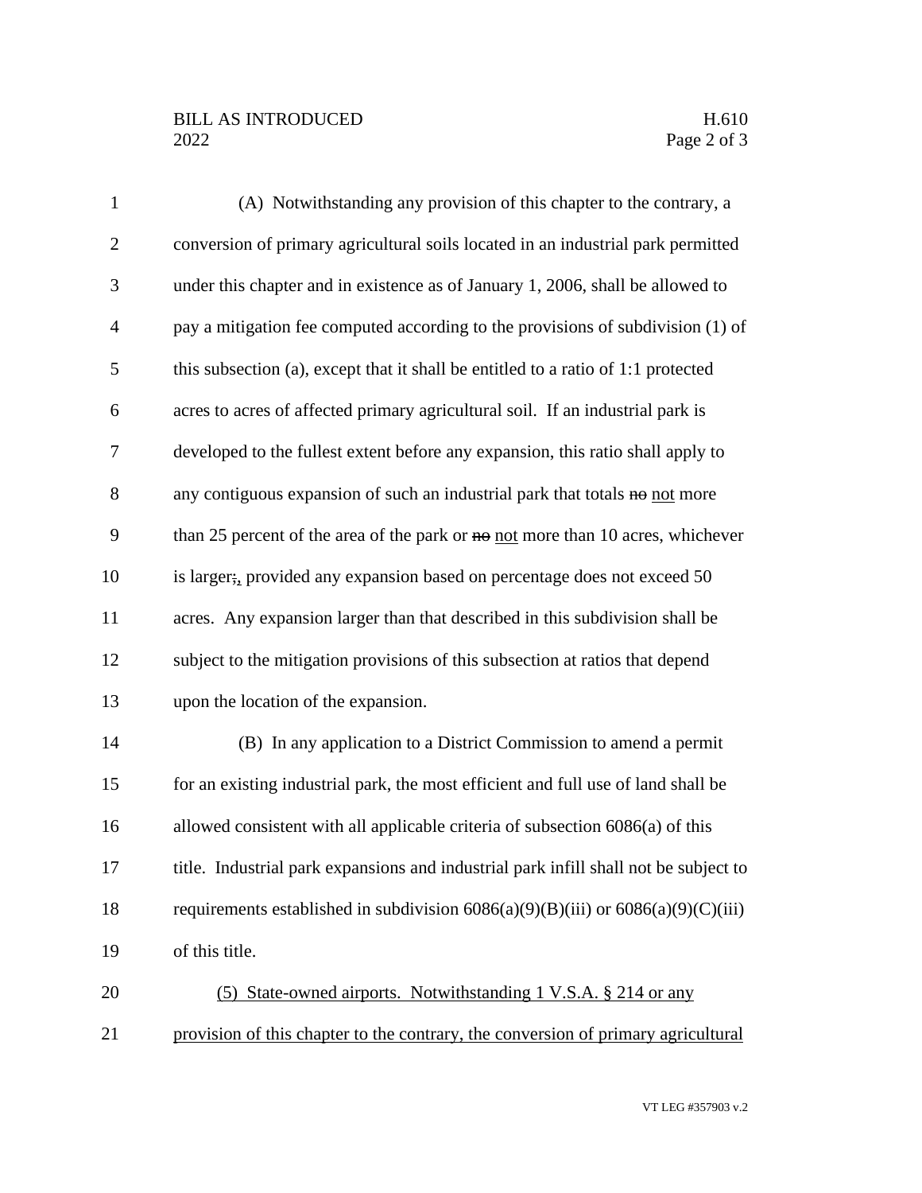(A) Notwithstanding any provision of this chapter to the contrary, a conversion of primary agricultural soils located in an industrial park permitted under this chapter and in existence as of January 1, 2006, shall be allowed to pay a mitigation fee computed according to the provisions of subdivision (1) of this subsection (a), except that it shall be entitled to a ratio of 1:1 protected acres to acres of affected primary agricultural soil. If an industrial park is developed to the fullest extent before any expansion, this ratio shall apply to any contiguous expansion of such an industrial park that totals ~~no~~ <u>not</u> more than 25 percent of the area of the park or ~~no~~ <u>not</u> more than 10 acres, whichever is larger~~;~~<u>,</u> provided any expansion based on percentage does not exceed 50 acres. Any expansion larger than that described in this subdivision shall be subject to the mitigation provisions of this subsection at ratios that depend upon the location of the expansion.

(B) In any application to a District Commission to amend a permit for an existing industrial park, the most efficient and full use of land shall be allowed consistent with all applicable criteria of subsection 6086(a) of this title. Industrial park expansions and industrial park infill shall not be subject to requirements established in subdivision 6086(a)(9)(B)(iii) or 6086(a)(9)(C)(iii) of this title.

<u>(5) State-owned airports. Notwithstanding 1 V.S.A. § 214 or any provision of this chapter to the contrary, the conversion of primary agricultural</u>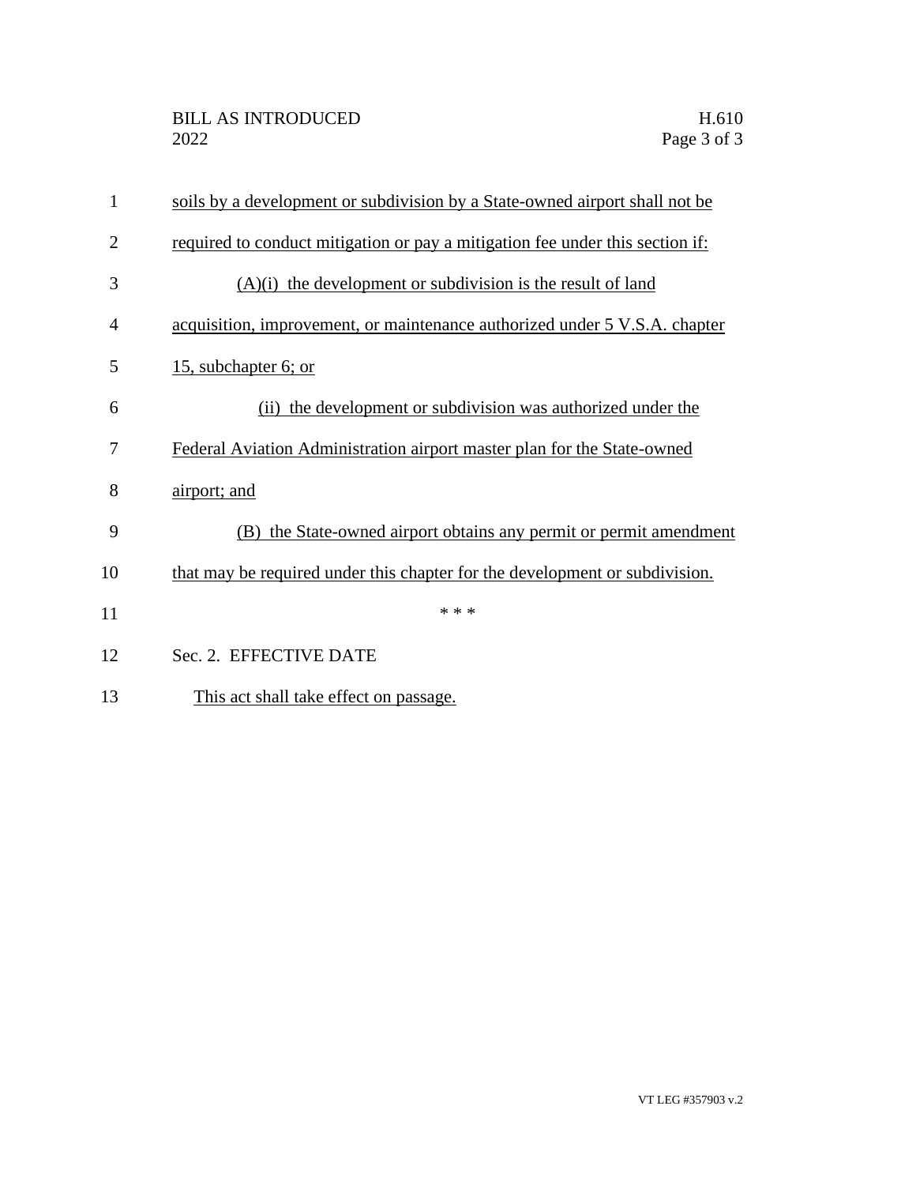soils by a development or subdivision by a State-owned airport shall not be required to conduct mitigation or pay a mitigation fee under this section if:

(A)(i) the development or subdivision is the result of land acquisition, improvement, or maintenance authorized under 5 V.S.A. chapter 15, subchapter 6; or

(ii) the development or subdivision was authorized under the Federal Aviation Administration airport master plan for the State-owned airport; and

(B) the State-owned airport obtains any permit or permit amendment that may be required under this chapter for the development or subdivision.

\* \* \*

Sec. 2. EFFECTIVE DATE

This act shall take effect on passage.